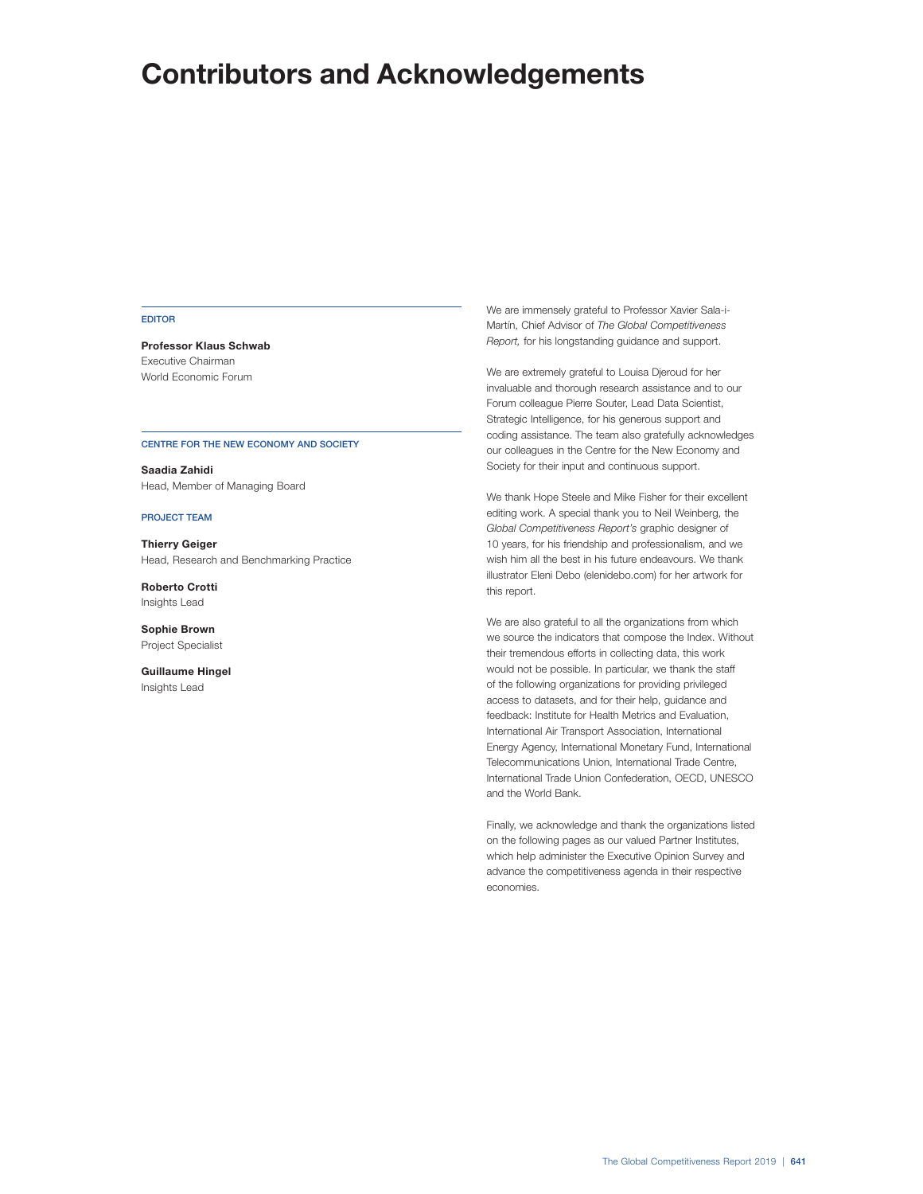# Contributors and Acknowledgements

EDITOR

**Professor Klaus Schwab**
Executive Chairman
World Economic Forum

CENTRE FOR THE NEW ECONOMY AND SOCIETY

**Saadia Zahidi**
Head, Member of Managing Board

PROJECT TEAM

**Thierry Geiger**
Head, Research and Benchmarking Practice

**Roberto Crotti**
Insights Lead

**Sophie Brown**
Project Specialist

**Guillaume Hingel**
Insights Lead

We are immensely grateful to Professor Xavier Sala-i-Martín, Chief Advisor of *The Global Competitiveness Report,* for his longstanding guidance and support.

We are extremely grateful to Louisa Djeroud for her invaluable and thorough research assistance and to our Forum colleague Pierre Souter, Lead Data Scientist, Strategic Intelligence, for his generous support and coding assistance. The team also gratefully acknowledges our colleagues in the Centre for the New Economy and Society for their input and continuous support.

We thank Hope Steele and Mike Fisher for their excellent editing work. A special thank you to Neil Weinberg, the *Global Competitiveness Report's* graphic designer of 10 years, for his friendship and professionalism, and we wish him all the best in his future endeavours. We thank illustrator Eleni Debo (elenidebo.com) for her artwork for this report.

We are also grateful to all the organizations from which we source the indicators that compose the Index. Without their tremendous efforts in collecting data, this work would not be possible. In particular, we thank the staff of the following organizations for providing privileged access to datasets, and for their help, guidance and feedback: Institute for Health Metrics and Evaluation, International Air Transport Association, International Energy Agency, International Monetary Fund, International Telecommunications Union, International Trade Centre, International Trade Union Confederation, OECD, UNESCO and the World Bank.

Finally, we acknowledge and thank the organizations listed on the following pages as our valued Partner Institutes, which help administer the Executive Opinion Survey and advance the competitiveness agenda in their respective economies.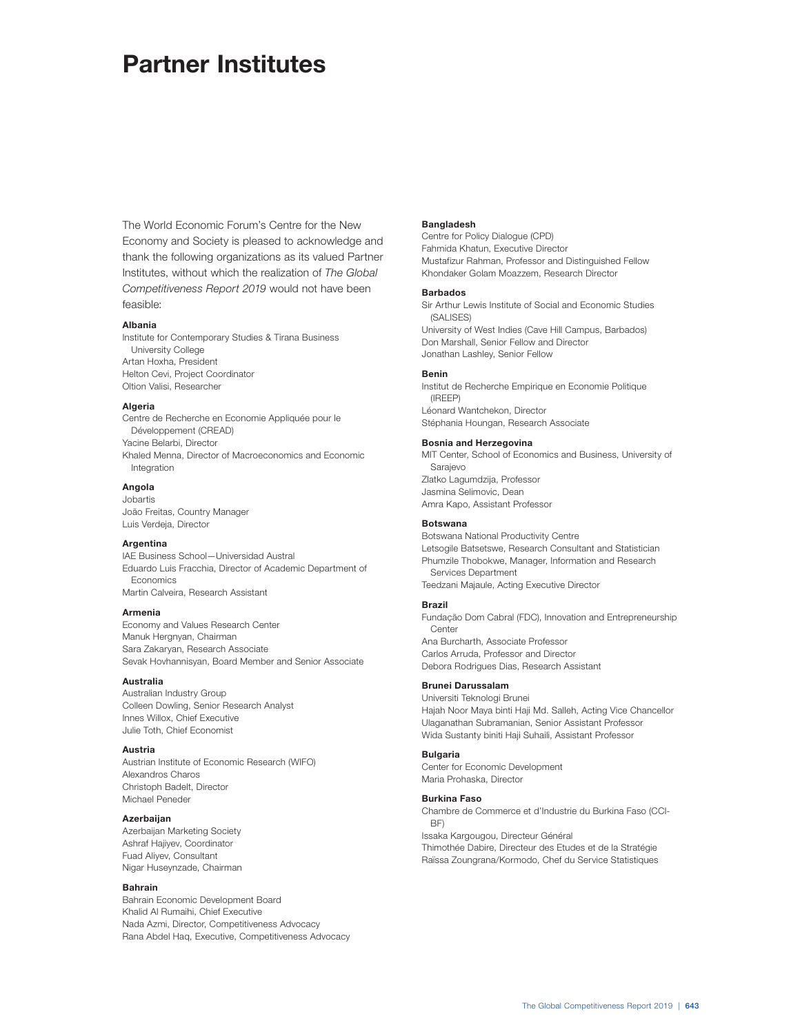# Partner Institutes

The World Economic Forum's Centre for the New Economy and Society is pleased to acknowledge and thank the following organizations as its valued Partner Institutes, without which the realization of *The Global Competitiveness Report 2019* would not have been feasible:

**Albania**
Institute for Contemporary Studies & Tirana Business University College
Artan Hoxha, President
Helton Cevi, Project Coordinator
Oltion Valisi, Researcher

**Algeria**
Centre de Recherche en Economie Appliquée pour le Développement (CREAD)
Yacine Belarbi, Director
Khaled Menna, Director of Macroeconomics and Economic Integration

**Angola**
Jobartis
João Freitas, Country Manager
Luis Verdeja, Director

**Argentina**
IAE Business School—Universidad Austral
Eduardo Luis Fracchia, Director of Academic Department of Economics
Martin Calveira, Research Assistant

**Armenia**
Economy and Values Research Center
Manuk Hergnyan, Chairman
Sara Zakaryan, Research Associate
Sevak Hovhannisyan, Board Member and Senior Associate

**Australia**
Australian Industry Group
Colleen Dowling, Senior Research Analyst
Innes Willox, Chief Executive
Julie Toth, Chief Economist

**Austria**
Austrian Institute of Economic Research (WIFO)
Alexandros Charos
Christoph Badelt, Director
Michael Peneder

**Azerbaijan**
Azerbaijan Marketing Society
Ashraf Hajiyev, Coordinator
Fuad Aliyev, Consultant
Nigar Huseynzade, Chairman

**Bahrain**
Bahrain Economic Development Board
Khalid Al Rumaihi, Chief Executive
Nada Azmi, Director, Competitiveness Advocacy
Rana Abdel Haq, Executive, Competitiveness Advocacy

**Bangladesh**
Centre for Policy Dialogue (CPD)
Fahmida Khatun, Executive Director
Mustafizur Rahman, Professor and Distinguished Fellow
Khondaker Golam Moazzem, Research Director

**Barbados**
Sir Arthur Lewis Institute of Social and Economic Studies (SALISES)
University of West Indies (Cave Hill Campus, Barbados)
Don Marshall, Senior Fellow and Director
Jonathan Lashley, Senior Fellow

**Benin**
Institut de Recherche Empirique en Economie Politique (IREEP)
Léonard Wantchekon, Director
Stéphania Houngan, Research Associate

**Bosnia and Herzegovina**
MIT Center, School of Economics and Business, University of Sarajevo
Zlatko Lagumdzija, Professor
Jasmina Selimovic, Dean
Amra Kapo, Assistant Professor

**Botswana**
Botswana National Productivity Centre
Letsogile Batsetswe, Research Consultant and Statistician
Phumzile Thobokwe, Manager, Information and Research Services Department
Teedzani Majaule, Acting Executive Director

**Brazil**
Fundação Dom Cabral (FDC), Innovation and Entrepreneurship Center
Ana Burcharth, Associate Professor
Carlos Arruda, Professor and Director
Debora Rodrigues Dias, Research Assistant

**Brunei Darussalam**
Universiti Teknologi Brunei
Hajah Noor Maya binti Haji Md. Salleh, Acting Vice Chancellor
Ulaganathan Subramanian, Senior Assistant Professor
Wida Sustanty biniti Haji Suhaili, Assistant Professor

**Bulgaria**
Center for Economic Development
Maria Prohaska, Director

**Burkina Faso**
Chambre de Commerce et d'Industrie du Burkina Faso (CCI-BF)
Issaka Kargougou, Directeur Général
Thimothée Dabire, Directeur des Etudes et de la Stratégie
Raïssa Zoungrana/Kormodo, Chef du Service Statistiques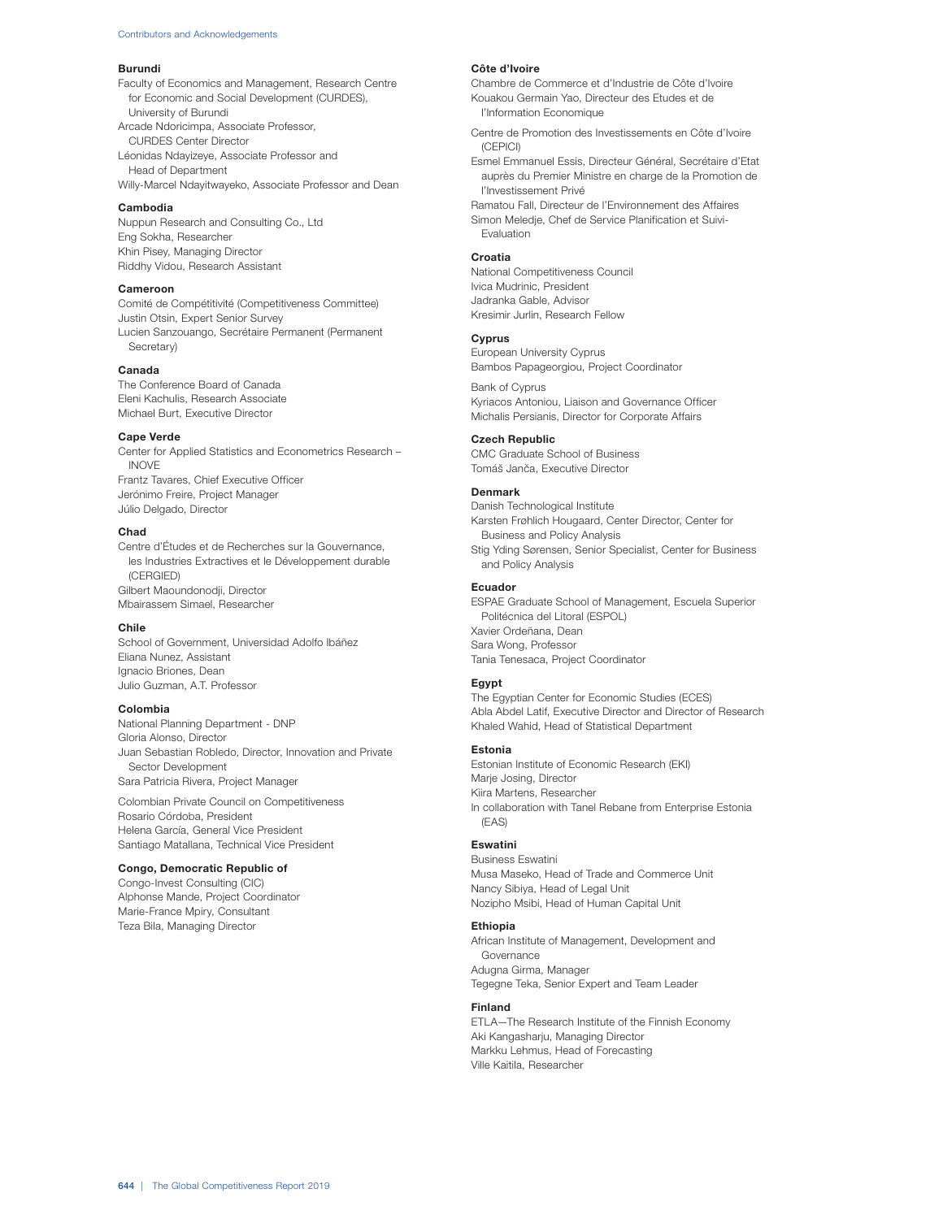### Burundi

Faculty of Economics and Management, Research Centre for Economic and Social Development (CURDES), University of Burundi
Arcade Ndoricimpa, Associate Professor, CURDES Center Director
Léonidas Ndayizeye, Associate Professor and Head of Department
Willy-Marcel Ndayitwayeko, Associate Professor and Dean

### Cambodia

Nuppun Research and Consulting Co., Ltd
Eng Sokha, Researcher
Khin Pisey, Managing Director
Riddhy Vidou, Research Assistant

### Cameroon

Comité de Compétitivité (Competitiveness Committee)
Justin Otsin, Expert Senior Survey
Lucien Sanzouango, Secrétaire Permanent (Permanent Secretary)

### Canada

The Conference Board of Canada
Eleni Kachulis, Research Associate
Michael Burt, Executive Director

### Cape Verde

Center for Applied Statistics and Econometrics Research – INOVE
Frantz Tavares, Chief Executive Officer
Jerónimo Freire, Project Manager
Júlio Delgado, Director

### Chad

Centre d'Études et de Recherches sur la Gouvernance, les Industries Extractives et le Développement durable (CERGIED)
Gilbert Maoundonodji, Director
Mbairassem Simael, Researcher

### Chile

School of Government, Universidad Adolfo Ibáñez
Eliana Nunez, Assistant
Ignacio Briones, Dean
Julio Guzman, A.T. Professor

### Colombia

National Planning Department - DNP
Gloria Alonso, Director
Juan Sebastian Robledo, Director, Innovation and Private Sector Development
Sara Patricia Rivera, Project Manager

Colombian Private Council on Competitiveness
Rosario Córdoba, President
Helena García, General Vice President
Santiago Matallana, Technical Vice President

### Congo, Democratic Republic of

Congo-Invest Consulting (CIC)
Alphonse Mande, Project Coordinator
Marie-France Mpiry, Consultant
Teza Bila, Managing Director

### Côte d'Ivoire

Chambre de Commerce et d'Industrie de Côte d'Ivoire
Kouakou Germain Yao, Directeur des Etudes et de l'Information Economique

Centre de Promotion des Investissements en Côte d'Ivoire (CEPICI)
Esmel Emmanuel Essis, Directeur Général, Secrétaire d'Etat auprès du Premier Ministre en charge de la Promotion de l'Investissement Privé
Ramatou Fall, Directeur de l'Environnement des Affaires
Simon Meledje, Chef de Service Planification et Suivi-Evaluation

### Croatia

National Competitiveness Council
Ivica Mudrinic, President
Jadranka Gable, Advisor
Kresimir Jurlin, Research Fellow

### Cyprus

European University Cyprus
Bambos Papageorgiou, Project Coordinator

Bank of Cyprus
Kyriacos Antoniou, Liaison and Governance Officer
Michalis Persianis, Director for Corporate Affairs

### Czech Republic

CMC Graduate School of Business
Tomáš Janča, Executive Director

### Denmark

Danish Technological Institute
Karsten Frøhlich Hougaard, Center Director, Center for Business and Policy Analysis
Stig Yding Sørensen, Senior Specialist, Center for Business and Policy Analysis

### Ecuador

ESPAE Graduate School of Management, Escuela Superior Politécnica del Litoral (ESPOL)
Xavier Ordeñana, Dean
Sara Wong, Professor
Tania Tenesaca, Project Coordinator

### Egypt

The Egyptian Center for Economic Studies (ECES)
Abla Abdel Latif, Executive Director and Director of Research
Khaled Wahid, Head of Statistical Department

### Estonia

Estonian Institute of Economic Research (EKI)
Marje Josing, Director
Kiira Martens, Researcher
In collaboration with Tanel Rebane from Enterprise Estonia (EAS)

### Eswatini

Business Eswatini
Musa Maseko, Head of Trade and Commerce Unit
Nancy Sibiya, Head of Legal Unit
Nozipho Msibi, Head of Human Capital Unit

### Ethiopia

African Institute of Management, Development and Governance
Adugna Girma, Manager
Tegegne Teka, Senior Expert and Team Leader

### Finland

ETLA—The Research Institute of the Finnish Economy
Aki Kangasharju, Managing Director
Markku Lehmus, Head of Forecasting
Ville Kaitila, Researcher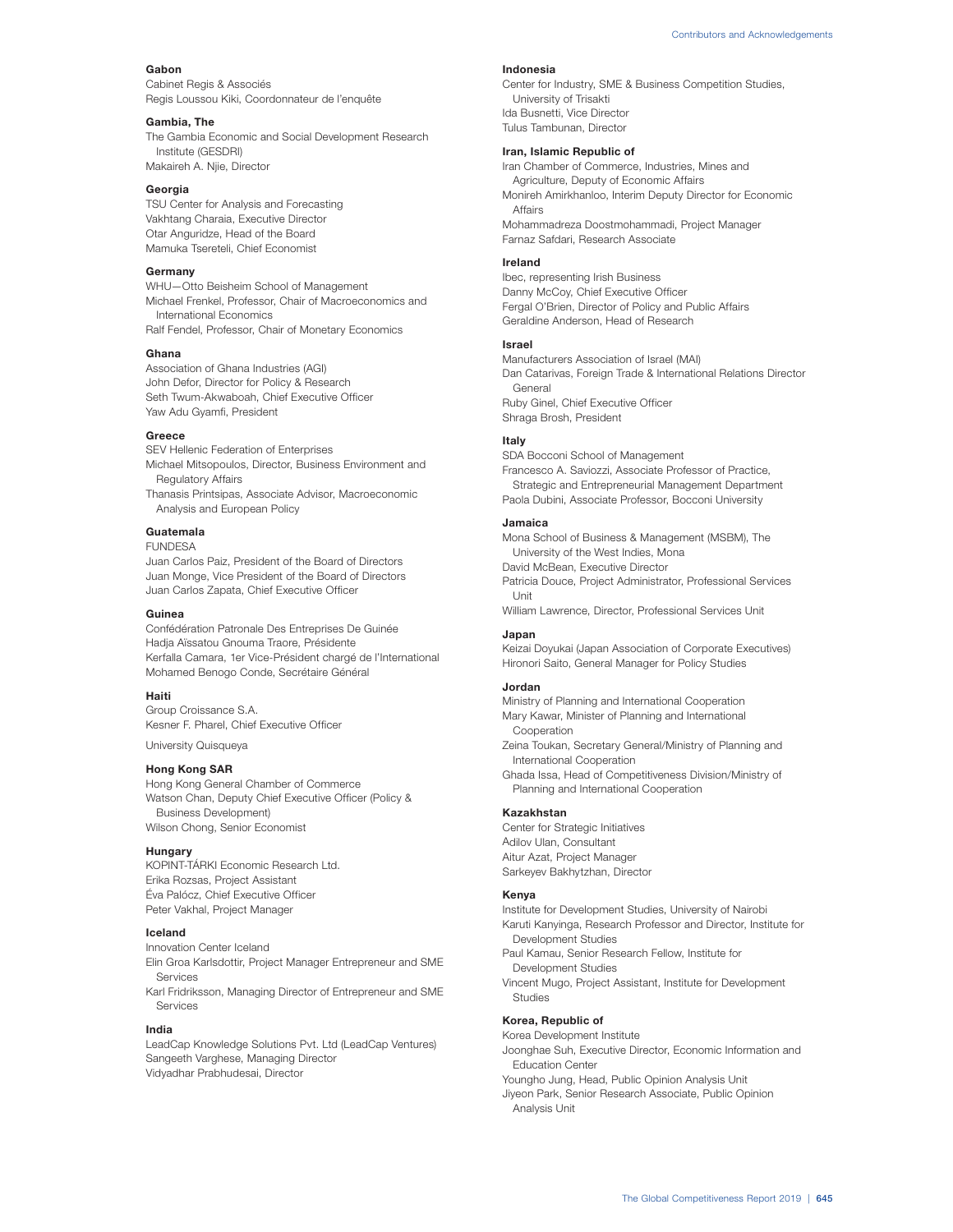**Gabon**
Cabinet Regis & Associés
Regis Loussou Kiki, Coordonnateur de l'enquête

**Gambia, The**
The Gambia Economic and Social Development Research Institute (GESDRI)
Makaireh A. Njie, Director

**Georgia**
TSU Center for Analysis and Forecasting
Vakhtang Charaia, Executive Director
Otar Anguridze, Head of the Board
Mamuka Tsereteli, Chief Economist

**Germany**
WHU—Otto Beisheim School of Management
Michael Frenkel, Professor, Chair of Macroeconomics and International Economics
Ralf Fendel, Professor, Chair of Monetary Economics

**Ghana**
Association of Ghana Industries (AGI)
John Defor, Director for Policy & Research
Seth Twum-Akwaboah, Chief Executive Officer
Yaw Adu Gyamfi, President

**Greece**
SEV Hellenic Federation of Enterprises
Michael Mitsopoulos, Director, Business Environment and Regulatory Affairs
Thanasis Printsipas, Associate Advisor, Macroeconomic Analysis and European Policy

**Guatemala**
FUNDESA
Juan Carlos Paiz, President of the Board of Directors
Juan Monge, Vice President of the Board of Directors
Juan Carlos Zapata, Chief Executive Officer

**Guinea**
Confédération Patronale Des Entreprises De Guinée
Hadja Aïssatou Gnouma Traore, Présidente
Kerfalla Camara, 1er Vice-Président chargé de l'International
Mohamed Benogo Conde, Secrétaire Général

**Haiti**
Group Croissance S.A.
Kesner F. Pharel, Chief Executive Officer

University Quisqueya

**Hong Kong SAR**
Hong Kong General Chamber of Commerce
Watson Chan, Deputy Chief Executive Officer (Policy & Business Development)
Wilson Chong, Senior Economist

**Hungary**
KOPINT-TÁRKI Economic Research Ltd.
Erika Rozsas, Project Assistant
Éva Palócz, Chief Executive Officer
Peter Vakhal, Project Manager

**Iceland**
Innovation Center Iceland
Elin Groa Karlsdottir, Project Manager Entrepreneur and SME Services
Karl Fridriksson, Managing Director of Entrepreneur and SME Services

**India**
LeadCap Knowledge Solutions Pvt. Ltd (LeadCap Ventures)
Sangeeth Varghese, Managing Director
Vidyadhar Prabhudesai, Director

**Indonesia**
Center for Industry, SME & Business Competition Studies, University of Trisakti
Ida Busnetti, Vice Director
Tulus Tambunan, Director

**Iran, Islamic Republic of**
Iran Chamber of Commerce, Industries, Mines and Agriculture, Deputy of Economic Affairs
Monireh Amirkhanloo, Interim Deputy Director for Economic Affairs
Mohammadreza Doostmohammadi, Project Manager
Farnaz Safdari, Research Associate

**Ireland**
Ibec, representing Irish Business
Danny McCoy, Chief Executive Officer
Fergal O'Brien, Director of Policy and Public Affairs
Geraldine Anderson, Head of Research

**Israel**
Manufacturers Association of Israel (MAI)
Dan Catarivas, Foreign Trade & International Relations Director General
Ruby Ginel, Chief Executive Officer
Shraga Brosh, President

**Italy**
SDA Bocconi School of Management
Francesco A. Saviozzi, Associate Professor of Practice, Strategic and Entrepreneurial Management Department
Paola Dubini, Associate Professor, Bocconi University

**Jamaica**
Mona School of Business & Management (MSBM), The University of the West Indies, Mona
David McBean, Executive Director
Patricia Douce, Project Administrator, Professional Services Unit
William Lawrence, Director, Professional Services Unit

**Japan**
Keizai Doyukai (Japan Association of Corporate Executives)
Hironori Saito, General Manager for Policy Studies

**Jordan**
Ministry of Planning and International Cooperation
Mary Kawar, Minister of Planning and International Cooperation
Zeina Toukan, Secretary General/Ministry of Planning and International Cooperation
Ghada Issa, Head of Competitiveness Division/Ministry of Planning and International Cooperation

**Kazakhstan**
Center for Strategic Initiatives
Adilov Ulan, Consultant
Aitur Azat, Project Manager
Sarkeyev Bakhytzhan, Director

**Kenya**
Institute for Development Studies, University of Nairobi
Karuti Kanyinga, Research Professor and Director, Institute for Development Studies
Paul Kamau, Senior Research Fellow, Institute for Development Studies
Vincent Mugo, Project Assistant, Institute for Development Studies

**Korea, Republic of**
Korea Development Institute
Joonghae Suh, Executive Director, Economic Information and Education Center
Youngho Jung, Head, Public Opinion Analysis Unit
Jiyeon Park, Senior Research Associate, Public Opinion Analysis Unit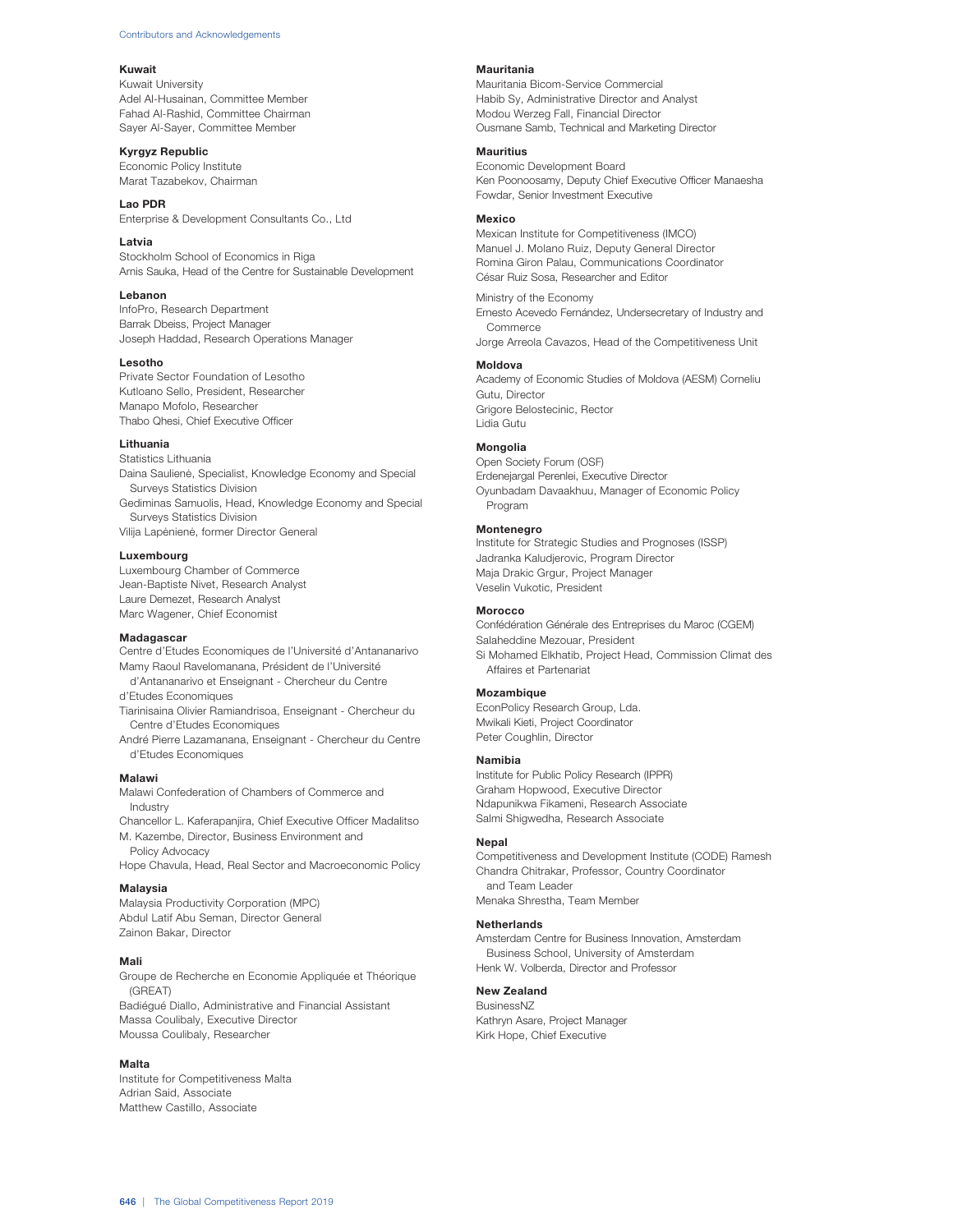**Kuwait**
Kuwait University
Adel Al-Husainan, Committee Member
Fahad Al-Rashid, Committee Chairman
Sayer Al-Sayer, Committee Member

**Kyrgyz Republic**
Economic Policy Institute
Marat Tazabekov, Chairman

**Lao PDR**
Enterprise & Development Consultants Co., Ltd

**Latvia**
Stockholm School of Economics in Riga
Arnis Sauka, Head of the Centre for Sustainable Development

**Lebanon**
InfoPro, Research Department
Barrak Dbeiss, Project Manager
Joseph Haddad, Research Operations Manager

**Lesotho**
Private Sector Foundation of Lesotho
Kutloano Sello, President, Researcher
Manapo Mofolo, Researcher
Thabo Qhesi, Chief Executive Officer

**Lithuania**
Statistics Lithuania
Daina Saulienė, Specialist, Knowledge Economy and Special Surveys Statistics Division
Gediminas Samuolis, Head, Knowledge Economy and Special Surveys Statistics Division
Vilija Lapėnienė, former Director General

**Luxembourg**
Luxembourg Chamber of Commerce
Jean-Baptiste Nivet, Research Analyst
Laure Demezet, Research Analyst
Marc Wagener, Chief Economist

**Madagascar**
Centre d'Etudes Economiques de l'Université d'Antananarivo
Mamy Raoul Ravelomanana, Président de l'Université d'Antananarivo et Enseignant - Chercheur du Centre d'Etudes Economiques
Tiarinisaina Olivier Ramiandrisoa, Enseignant - Chercheur du Centre d'Etudes Economiques
André Pierre Lazamanana, Enseignant - Chercheur du Centre d'Etudes Economiques

**Malawi**
Malawi Confederation of Chambers of Commerce and Industry
Chancellor L. Kaferapanjira, Chief Executive Officer Madalitso M. Kazembe, Director, Business Environment and Policy Advocacy
Hope Chavula, Head, Real Sector and Macroeconomic Policy

**Malaysia**
Malaysia Productivity Corporation (MPC)
Abdul Latif Abu Seman, Director General
Zainon Bakar, Director

**Mali**
Groupe de Recherche en Economie Appliquée et Théorique (GREAT)
Badiégué Diallo, Administrative and Financial Assistant
Massa Coulibaly, Executive Director
Moussa Coulibaly, Researcher

**Malta**
Institute for Competitiveness Malta
Adrian Said, Associate
Matthew Castillo, Associate

**Mauritania**
Mauritania Bicom-Service Commercial
Habib Sy, Administrative Director and Analyst
Modou Werzeg Fall, Financial Director
Ousmane Samb, Technical and Marketing Director

**Mauritius**
Economic Development Board
Ken Poonoosamy, Deputy Chief Executive Officer Manaesha Fowdar, Senior Investment Executive

**Mexico**
Mexican Institute for Competitiveness (IMCO)
Manuel J. Molano Ruiz, Deputy General Director
Romina Giron Palau, Communications Coordinator
César Ruiz Sosa, Researcher and Editor

Ministry of the Economy
Ernesto Acevedo Fernández, Undersecretary of Industry and Commerce
Jorge Arreola Cavazos, Head of the Competitiveness Unit

**Moldova**
Academy of Economic Studies of Moldova (AESM) Corneliu Gutu, Director
Grigore Belostecinic, Rector
Lidia Gutu

**Mongolia**
Open Society Forum (OSF)
Erdenejargal Perenlei, Executive Director
Oyunbadam Davaakhuu, Manager of Economic Policy Program

**Montenegro**
Institute for Strategic Studies and Prognoses (ISSP)
Jadranka Kaludjerovic, Program Director
Maja Drakic Grgur, Project Manager
Veselin Vukotic, President

**Morocco**
Confédération Générale des Entreprises du Maroc (CGEM)
Salaheddine Mezouar, President
Si Mohamed Elkhatib, Project Head, Commission Climat des Affaires et Partenariat

**Mozambique**
EconPolicy Research Group, Lda.
Mwikali Kieti, Project Coordinator
Peter Coughlin, Director

**Namibia**
Institute for Public Policy Research (IPPR)
Graham Hopwood, Executive Director
Ndapunikwa Fikameni, Research Associate
Salmi Shigwedha, Research Associate

**Nepal**
Competitiveness and Development Institute (CODE) Ramesh Chandra Chitrakar, Professor, Country Coordinator and Team Leader
Menaka Shrestha, Team Member

**Netherlands**
Amsterdam Centre for Business Innovation, Amsterdam Business School, University of Amsterdam
Henk W. Volberda, Director and Professor

**New Zealand**
BusinessNZ
Kathryn Asare, Project Manager
Kirk Hope, Chief Executive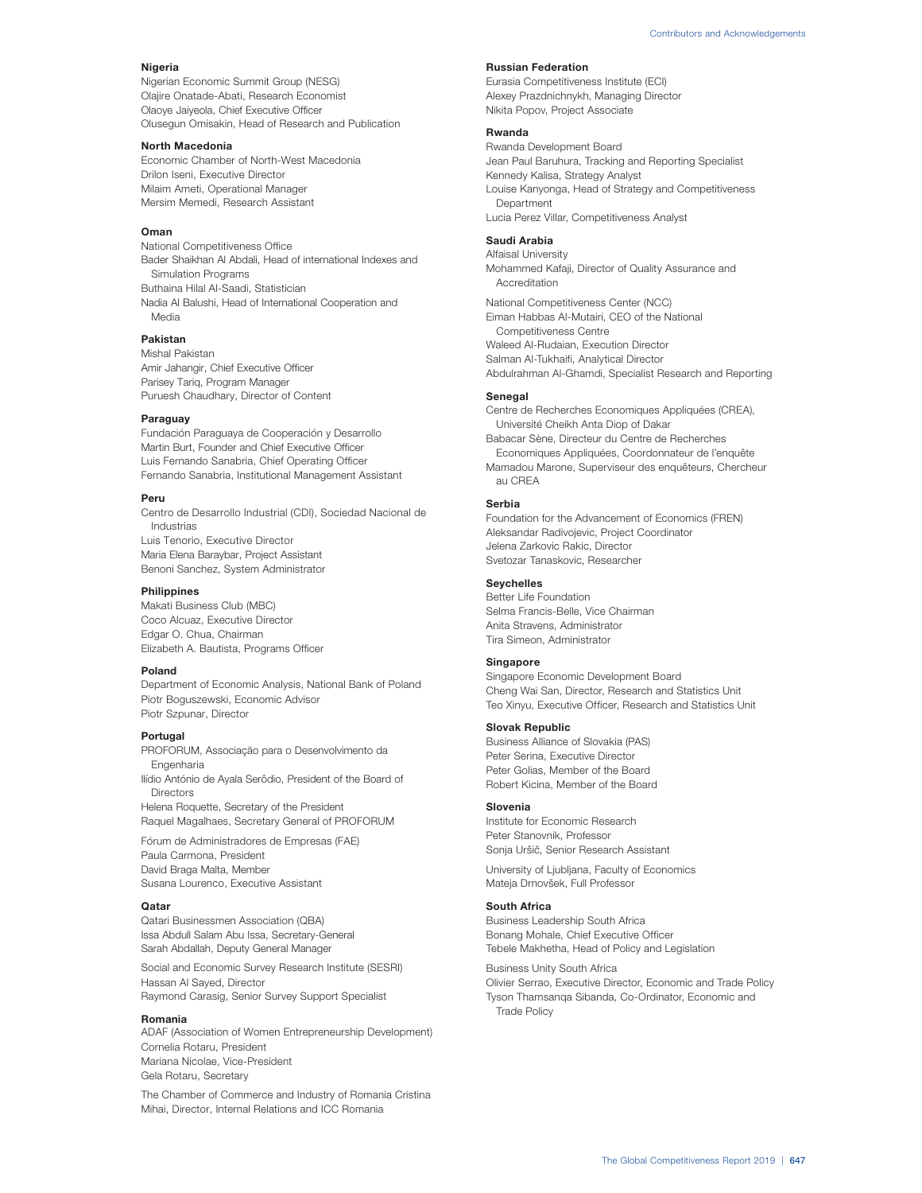**Nigeria**
Nigerian Economic Summit Group (NESG)
Olajire Onatade-Abati, Research Economist
Olaoye Jaiyeola, Chief Executive Officer
Olusegun Omisakin, Head of Research and Publication

**North Macedonia**
Economic Chamber of North-West Macedonia
Drilon Iseni, Executive Director
Milaim Ameti, Operational Manager
Mersim Memedi, Research Assistant

**Oman**
National Competitiveness Office
Bader Shaikhan Al Abdali, Head of international Indexes and Simulation Programs
Buthaina Hilal Al-Saadi, Statistician
Nadia Al Balushi, Head of International Cooperation and Media

**Pakistan**
Mishal Pakistan
Amir Jahangir, Chief Executive Officer
Parisey Tariq, Program Manager
Puruesh Chaudhary, Director of Content

**Paraguay**
Fundación Paraguaya de Cooperación y Desarrollo
Martin Burt, Founder and Chief Executive Officer
Luis Fernando Sanabria, Chief Operating Officer
Fernando Sanabria, Institutional Management Assistant

**Peru**
Centro de Desarrollo Industrial (CDI), Sociedad Nacional de Industrias
Luis Tenorio, Executive Director
Maria Elena Baraybar, Project Assistant
Benoni Sanchez, System Administrator

**Philippines**
Makati Business Club (MBC)
Coco Alcuaz, Executive Director
Edgar O. Chua, Chairman
Elizabeth A. Bautista, Programs Officer

**Poland**
Department of Economic Analysis, National Bank of Poland
Piotr Boguszewski, Economic Advisor
Piotr Szpunar, Director

**Portugal**
PROFORUM, Associação para o Desenvolvimento da Engenharia
Ilídio António de Ayala Serôdio, President of the Board of Directors
Helena Roquette, Secretary of the President
Raquel Magalhaes, Secretary General of PROFORUM

Fórum de Administradores de Empresas (FAE)
Paula Carmona, President
David Braga Malta, Member
Susana Lourenco, Executive Assistant

**Qatar**
Qatari Businessmen Association (QBA)
Issa Abdull Salam Abu Issa, Secretary-General
Sarah Abdallah, Deputy General Manager

Social and Economic Survey Research Institute (SESRI)
Hassan Al Sayed, Director
Raymond Carasig, Senior Survey Support Specialist

**Romania**
ADAF (Association of Women Entrepreneurship Development)
Cornelia Rotaru, President
Mariana Nicolae, Vice-President
Gela Rotaru, Secretary

The Chamber of Commerce and Industry of Romania Cristina Mihai, Director, Internal Relations and ICC Romania

**Russian Federation**
Eurasia Competitiveness Institute (ECI)
Alexey Prazdnichnykh, Managing Director
Nikita Popov, Project Associate

**Rwanda**
Rwanda Development Board
Jean Paul Baruhura, Tracking and Reporting Specialist
Kennedy Kalisa, Strategy Analyst
Louise Kanyonga, Head of Strategy and Competitiveness Department
Lucia Perez Villar, Competitiveness Analyst

**Saudi Arabia**
Alfaisal University
Mohammed Kafaji, Director of Quality Assurance and Accreditation

National Competitiveness Center (NCC)
Eiman Habbas Al-Mutairi, CEO of the National Competitiveness Centre
Waleed Al-Rudaian, Execution Director
Salman Al-Tukhaifi, Analytical Director
Abdulrahman Al-Ghamdi, Specialist Research and Reporting

**Senegal**
Centre de Recherches Economiques Appliquées (CREA), Université Cheikh Anta Diop of Dakar
Babacar Sène, Directeur du Centre de Recherches Economiques Appliquées, Coordonnateur de l'enquête
Mamadou Marone, Superviseur des enquêteurs, Chercheur au CREA

**Serbia**
Foundation for the Advancement of Economics (FREN)
Aleksandar Radivojevic, Project Coordinator
Jelena Zarkovic Rakic, Director
Svetozar Tanaskovic, Researcher

**Seychelles**
Better Life Foundation
Selma Francis-Belle, Vice Chairman
Anita Stravens, Administrator
Tira Simeon, Administrator

**Singapore**
Singapore Economic Development Board
Cheng Wai San, Director, Research and Statistics Unit
Teo Xinyu, Executive Officer, Research and Statistics Unit

**Slovak Republic**
Business Alliance of Slovakia (PAS)
Peter Serina, Executive Director
Peter Golias, Member of the Board
Robert Kicina, Member of the Board

**Slovenia**
Institute for Economic Research
Peter Stanovnik, Professor
Sonja Uršič, Senior Research Assistant

University of Ljubljana, Faculty of Economics
Mateja Drnovšek, Full Professor

**South Africa**
Business Leadership South Africa
Bonang Mohale, Chief Executive Officer
Tebele Makhetha, Head of Policy and Legislation

Business Unity South Africa
Olivier Serrao, Executive Director, Economic and Trade Policy
Tyson Thamsanqa Sibanda, Co-Ordinator, Economic and Trade Policy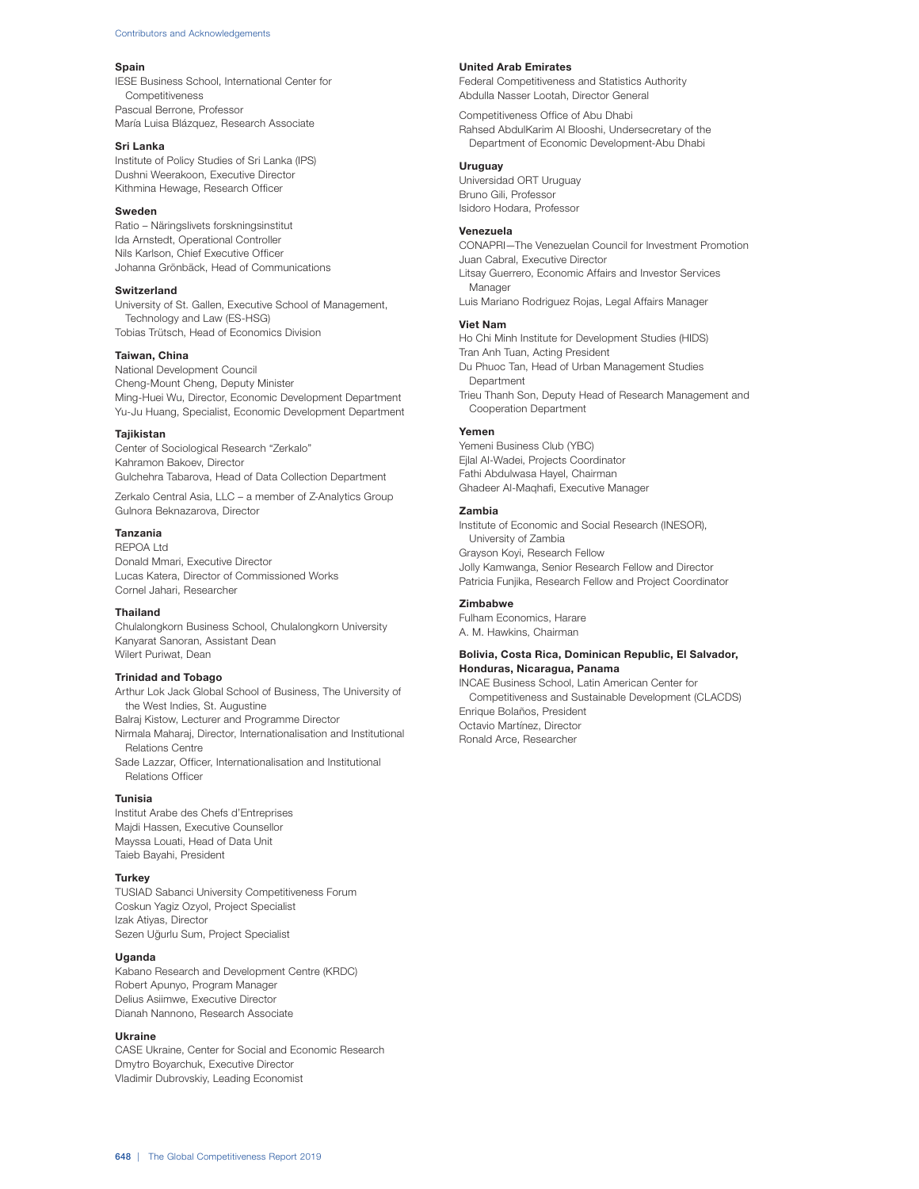### Spain

IESE Business School, International Center for Competitiveness
Pascual Berrone, Professor
María Luisa Blázquez, Research Associate

### Sri Lanka

Institute of Policy Studies of Sri Lanka (IPS)
Dushni Weerakoon, Executive Director
Kithmina Hewage, Research Officer

### Sweden

Ratio – Näringslivets forskningsinstitut
Ida Arnstedt, Operational Controller
Nils Karlson, Chief Executive Officer
Johanna Grönbäck, Head of Communications

### Switzerland

University of St. Gallen, Executive School of Management, Technology and Law (ES-HSG)
Tobias Trütsch, Head of Economics Division

### Taiwan, China

National Development Council
Cheng-Mount Cheng, Deputy Minister
Ming-Huei Wu, Director, Economic Development Department
Yu-Ju Huang, Specialist, Economic Development Department

### Tajikistan

Center of Sociological Research "Zerkalo"
Kahramon Bakoev, Director
Gulchehra Tabarova, Head of Data Collection Department

Zerkalo Central Asia, LLC – a member of Z-Analytics Group
Gulnora Beknazarova, Director

### Tanzania

REPOA Ltd
Donald Mmari, Executive Director
Lucas Katera, Director of Commissioned Works
Cornel Jahari, Researcher

### Thailand

Chulalongkorn Business School, Chulalongkorn University
Kanyarat Sanoran, Assistant Dean
Wilert Puriwat, Dean

### Trinidad and Tobago

Arthur Lok Jack Global School of Business, The University of the West Indies, St. Augustine
Balraj Kistow, Lecturer and Programme Director
Nirmala Maharaj, Director, Internationalisation and Institutional Relations Centre
Sade Lazzar, Officer, Internationalisation and Institutional Relations Officer

### Tunisia

Institut Arabe des Chefs d'Entreprises
Majdi Hassen, Executive Counsellor
Mayssa Louati, Head of Data Unit
Taieb Bayahi, President

### Turkey

TUSIAD Sabanci University Competitiveness Forum
Coskun Yagiz Ozyol, Project Specialist
Izak Atiyas, Director
Sezen Uğurlu Sum, Project Specialist

### Uganda

Kabano Research and Development Centre (KRDC)
Robert Apunyo, Program Manager
Delius Asiimwe, Executive Director
Dianah Nannono, Research Associate

### Ukraine

CASE Ukraine, Center for Social and Economic Research
Dmytro Boyarchuk, Executive Director
Vladimir Dubrovskiy, Leading Economist

### United Arab Emirates

Federal Competitiveness and Statistics Authority
Abdulla Nasser Lootah, Director General

Competitiveness Office of Abu Dhabi
Rahsed AbdulKarim Al Blooshi, Undersecretary of the Department of Economic Development-Abu Dhabi

### Uruguay

Universidad ORT Uruguay
Bruno Gili, Professor
Isidoro Hodara, Professor

### Venezuela

CONAPRI—The Venezuelan Council for Investment Promotion
Juan Cabral, Executive Director
Litsay Guerrero, Economic Affairs and Investor Services Manager
Luis Mariano Rodriguez Rojas, Legal Affairs Manager

### Viet Nam

Ho Chi Minh Institute for Development Studies (HIDS)
Tran Anh Tuan, Acting President
Du Phuoc Tan, Head of Urban Management Studies Department
Trieu Thanh Son, Deputy Head of Research Management and Cooperation Department

### Yemen

Yemeni Business Club (YBC)
Ejlal Al-Wadei, Projects Coordinator
Fathi Abdulwasa Hayel, Chairman
Ghadeer Al-Maqhafi, Executive Manager

### Zambia

Institute of Economic and Social Research (INESOR), University of Zambia
Grayson Koyi, Research Fellow
Jolly Kamwanga, Senior Research Fellow and Director
Patricia Funjika, Research Fellow and Project Coordinator

### Zimbabwe

Fulham Economics, Harare
A. M. Hawkins, Chairman

### Bolivia, Costa Rica, Dominican Republic, El Salvador, Honduras, Nicaragua, Panama

INCAE Business School, Latin American Center for Competitiveness and Sustainable Development (CLACDS)
Enrique Bolaños, President
Octavio Martínez, Director
Ronald Arce, Researcher